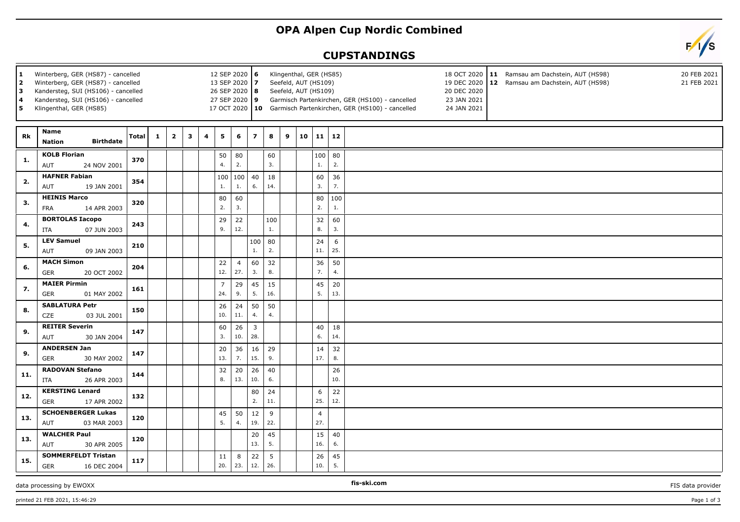# OPA Alpen Cup Nordic Combined

## CUPSTANDINGS

| # | Venue | Date |
|---|---|---|
| 1 | Winterberg, GER (HS87) - cancelled | 12 SEP 2020 |
| 2 | Winterberg, GER (HS87) - cancelled | 13 SEP 2020 |
| 3 | Kandersteg, SUI (HS106) - cancelled | 26 SEP 2020 |
| 4 | Kandersteg, SUI (HS106) - cancelled | 27 SEP 2020 |
| 5 | Klingenthal, GER (HS85) | 17 OCT 2020 |
| 6 | Klingenthal, GER (HS85) | 18 OCT 2020 |
| 7 | Seefeld, AUT (HS109) | 19 DEC 2020 |
| 8 | Seefeld, AUT (HS109) | 20 DEC 2020 |
| 9 | Garmisch Partenkirchen, GER (HS100) - cancelled | 23 JAN 2021 |
| 10 | Garmisch Partenkirchen, GER (HS100) - cancelled | 24 JAN 2021 |
| 11 | Ramsau am Dachstein, AUT (HS98) | 20 FEB 2021 |
| 12 | Ramsau am Dachstein, AUT (HS98) | 21 FEB 2021 |

| Rk | Name / Nation / Birthdate | Total | 1 | 2 | 3 | 4 | 5 | 6 | 7 | 8 | 9 | 10 | 11 | 12 |
|---|---|---|---|---|---|---|---|---|---|---|---|---|---|---|
| 1. | **KOLB Florian** AUT 24 NOV 2001 | 370 | | | | | 50 4. | 80 2. | | 60 3. | | | 100 1. | 80 2. |
| 2. | **HAFNER Fabian** AUT 19 JAN 2001 | 354 | | | | | 100 1. | 100 1. | 40 6. | 18 14. | | | 60 3. | 36 7. |
| 3. | **HEINIS Marco** FRA 14 APR 2003 | 320 | | | | | 80 2. | 60 3. | | | | | 80 2. | 100 1. |
| 4. | **BORTOLAS Iacopo** ITA 07 JUN 2003 | 243 | | | | | 29 9. | 22 12. | | 100 1. | | | 32 8. | 60 3. |
| 5. | **LEV Samuel** AUT 09 JAN 2003 | 210 | | | | | | | 100 1. | 80 2. | | | 24 11. | 6 25. |
| 6. | **MACH Simon** GER 20 OCT 2002 | 204 | | | | | 22 12. | 4 27. | 60 3. | 32 8. | | | 36 7. | 50 4. |
| 7. | **MAIER Pirmin** GER 01 MAY 2002 | 161 | | | | | 7 24. | 29 9. | 45 5. | 15 16. | | | 45 5. | 20 13. |
| 8. | **SABLATURA Petr** CZE 03 JUL 2001 | 150 | | | | | 26 10. | 24 11. | 50 4. | 50 4. | | | | |
| 9. | **REITER Severin** AUT 30 JAN 2004 | 147 | | | | | 60 3. | 26 10. | 3 28. | | | | 40 6. | 18 14. |
| 9. | **ANDERSEN Jan** GER 30 MAY 2002 | 147 | | | | | 20 13. | 36 7. | 16 15. | 29 9. | | | 14 17. | 32 8. |
| 11. | **RADOVAN Stefano** ITA 26 APR 2003 | 144 | | | | | 32 8. | 20 13. | 26 10. | 40 6. | | | | 26 10. |
| 12. | **KERSTING Lenard** GER 17 APR 2002 | 132 | | | | | | | 80 2. | 24 11. | | | 6 25. | 22 12. |
| 13. | **SCHOENBERGER Lukas** AUT 03 MAR 2003 | 120 | | | | | 45 5. | 50 4. | 12 19. | 9 22. | | | 4 27. | |
| 13. | **WALCHER Paul** AUT 30 APR 2005 | 120 | | | | | | | 20 13. | 45 5. | | | 15 16. | 40 6. |
| 15. | **SOMMERFELDT Tristan** GER 16 DEC 2004 | 117 | | | | | 11 20. | 8 23. | 22 12. | 5 26. | | | 26 10. | 45 5. |

data processing by EWOXX — fis-ski.com — FIS data provider

printed 21 FEB 2021, 15:46:29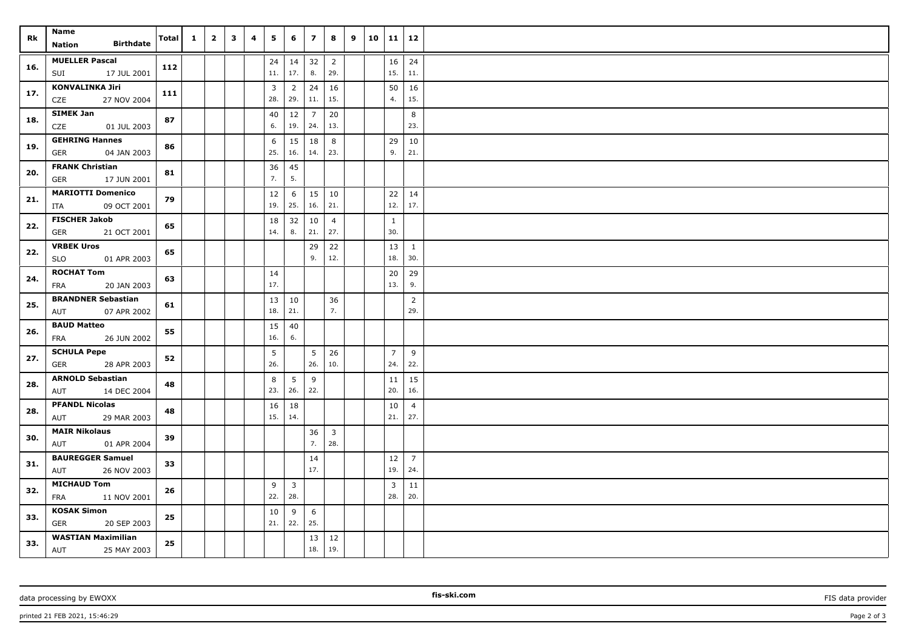| Rk | Name<br>Nation Birthdate | Total | 1 | 2 | 3 | 4 | 5 | 6 | 7 | 8 | 9 | 10 | 11 | 12 |
|---|---|---|---|---|---|---|---|---|---|---|---|---|---|---|
| 16. | MUELLER Pascal<br>SUI 17 JUL 2001 | 112 | | | | | 24<br>11. | 14<br>17. | 32<br>8. | 2<br>29. | | | 16<br>15. | 24<br>11. |
| 17. | KONVALINKA Jiri<br>CZE 27 NOV 2004 | 111 | | | | | 3<br>28. | 2<br>29. | 24<br>11. | 16<br>15. | | | 50<br>4. | 16<br>15. |
| 18. | SIMEK Jan<br>CZE 01 JUL 2003 | 87 | | | | | 40<br>6. | 12<br>19. | 7<br>24. | 20<br>13. | | | | 8<br>23. |
| 19. | GEHRING Hannes<br>GER 04 JAN 2003 | 86 | | | | | 6<br>25. | 15<br>16. | 18<br>14. | 8<br>23. | | | 29<br>9. | 10<br>21. |
| 20. | FRANK Christian<br>GER 17 JUN 2001 | 81 | | | | | 36<br>7. | 45<br>5. | | | | | | |
| 21. | MARIOTTI Domenico<br>ITA 09 OCT 2001 | 79 | | | | | 12<br>19. | 6<br>25. | 15<br>16. | 10<br>21. | | | 22<br>12. | 14<br>17. |
| 22. | FISCHER Jakob<br>GER 21 OCT 2001 | 65 | | | | | 18<br>14. | 32<br>8. | 10<br>21. | 4<br>27. | | | 1<br>30. | |
| 22. | VRBEK Uros<br>SLO 01 APR 2003 | 65 | | | | | | | 29<br>9. | 22<br>12. | | | 13<br>18. | 1<br>30. |
| 24. | ROCHAT Tom<br>FRA 20 JAN 2003 | 63 | | | | | 14<br>17. | | | | | | 20<br>13. | 29<br>9. |
| 25. | BRANDNER Sebastian<br>AUT 07 APR 2002 | 61 | | | | | 13<br>18. | 10<br>21. | | 36<br>7. | | | | 2<br>29. |
| 26. | BAUD Matteo<br>FRA 26 JUN 2002 | 55 | | | | | 15<br>16. | 40<br>6. | | | | | | |
| 27. | SCHULA Pepe<br>GER 28 APR 2003 | 52 | | | | | 5<br>26. | | 5<br>26. | 26<br>10. | | | 7<br>24. | 9<br>22. |
| 28. | ARNOLD Sebastian<br>AUT 14 DEC 2004 | 48 | | | | | 8<br>23. | 5<br>26. | 9<br>22. | | | | 11<br>20. | 15<br>16. |
| 28. | PFANDL Nicolas<br>AUT 29 MAR 2003 | 48 | | | | | 16<br>15. | 18<br>14. | | | | | 10<br>21. | 4<br>27. |
| 30. | MAIR Nikolaus<br>AUT 01 APR 2004 | 39 | | | | | | | 36<br>7. | 3<br>28. | | | | |
| 31. | BAUREGGER Samuel<br>AUT 26 NOV 2003 | 33 | | | | | | | 14<br>17. | | | | 12<br>19. | 7<br>24. |
| 32. | MICHAUD Tom<br>FRA 11 NOV 2001 | 26 | | | | | 9<br>22. | 3<br>28. | | | | | 3<br>28. | 11<br>20. |
| 33. | KOSAK Simon<br>GER 20 SEP 2003 | 25 | | | | | 10<br>21. | 9<br>22. | 6<br>25. | | | | | |
| 33. | WASTIAN Maximilian<br>AUT 25 MAY 2003 | 25 | | | | | | | 13<br>18. | 12<br>19. | | | | |

data processing by EWOXX fis-ski.com FIS data provider

printed 21 FEB 2021, 15:46:29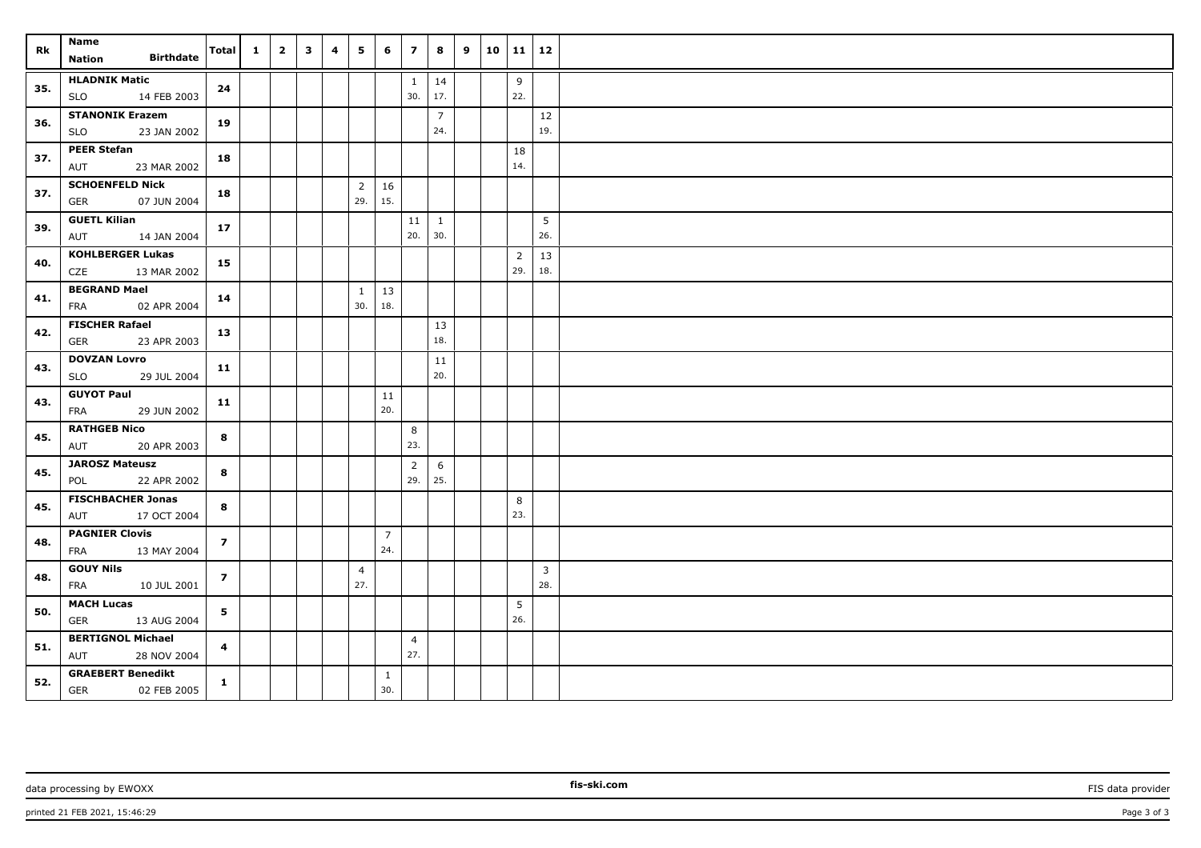| Rk | Name<br>Nation Birthdate | Total | 1 | 2 | 3 | 4 | 5 | 6 | 7 | 8 | 9 | 10 | 11 | 12 |
|---|---|---|---|---|---|---|---|---|---|---|---|---|---|---|
| 35. | HLADNIK Matic<br>SLO 14 FEB 2003 | 24 | | | | | | | 1<br>30. | 14<br>17. | | | 9<br>22. | |
| 36. | STANONIK Erazem<br>SLO 23 JAN 2002 | 19 | | | | | | | | 7<br>24. | | | | 12<br>19. |
| 37. | PEER Stefan<br>AUT 23 MAR 2002 | 18 | | | | | | | | | | | 18<br>14. | |
| 37. | SCHOENFELD Nick<br>GER 07 JUN 2004 | 18 | | | | | 2<br>29. | 16<br>15. | | | | | | |
| 39. | GUETL Kilian<br>AUT 14 JAN 2004 | 17 | | | | | | | 11<br>20. | 1<br>30. | | | | 5<br>26. |
| 40. | KOHLBERGER Lukas<br>CZE 13 MAR 2002 | 15 | | | | | | | | | | | 2<br>29. | 13<br>18. |
| 41. | BEGRAND Mael<br>FRA 02 APR 2004 | 14 | | | | | 1<br>30. | 13<br>18. | | | | | | |
| 42. | FISCHER Rafael<br>GER 23 APR 2003 | 13 | | | | | | | | 13<br>18. | | | | |
| 43. | DOVZAN Lovro<br>SLO 29 JUL 2004 | 11 | | | | | | | | 11<br>20. | | | | |
| 43. | GUYOT Paul<br>FRA 29 JUN 2002 | 11 | | | | | | 11<br>20. | | | | | | |
| 45. | RATHGEB Nico<br>AUT 20 APR 2003 | 8 | | | | | | | 8<br>23. | | | | | |
| 45. | JAROSZ Mateusz<br>POL 22 APR 2002 | 8 | | | | | | | 2<br>29. | 6<br>25. | | | | |
| 45. | FISCHBACHER Jonas<br>AUT 17 OCT 2004 | 8 | | | | | | | | | | | 8<br>23. | |
| 48. | PAGNIER Clovis<br>FRA 13 MAY 2004 | 7 | | | | | | 7<br>24. | | | | | | |
| 48. | GOUY Nils<br>FRA 10 JUL 2001 | 7 | | | | | 4<br>27. | | | | | | | 3<br>28. |
| 50. | MACH Lucas<br>GER 13 AUG 2004 | 5 | | | | | | | | | | | 5<br>26. | |
| 51. | BERTIGNOL Michael<br>AUT 28 NOV 2004 | 4 | | | | | | | 4<br>27. | | | | | |
| 52. | GRAEBERT Benedikt<br>GER 02 FEB 2005 | 1 | | | | | | 1<br>30. | | | | | | |

data processing by EWOXX fis-ski.com FIS data provider

printed 21 FEB 2021, 15:46:29